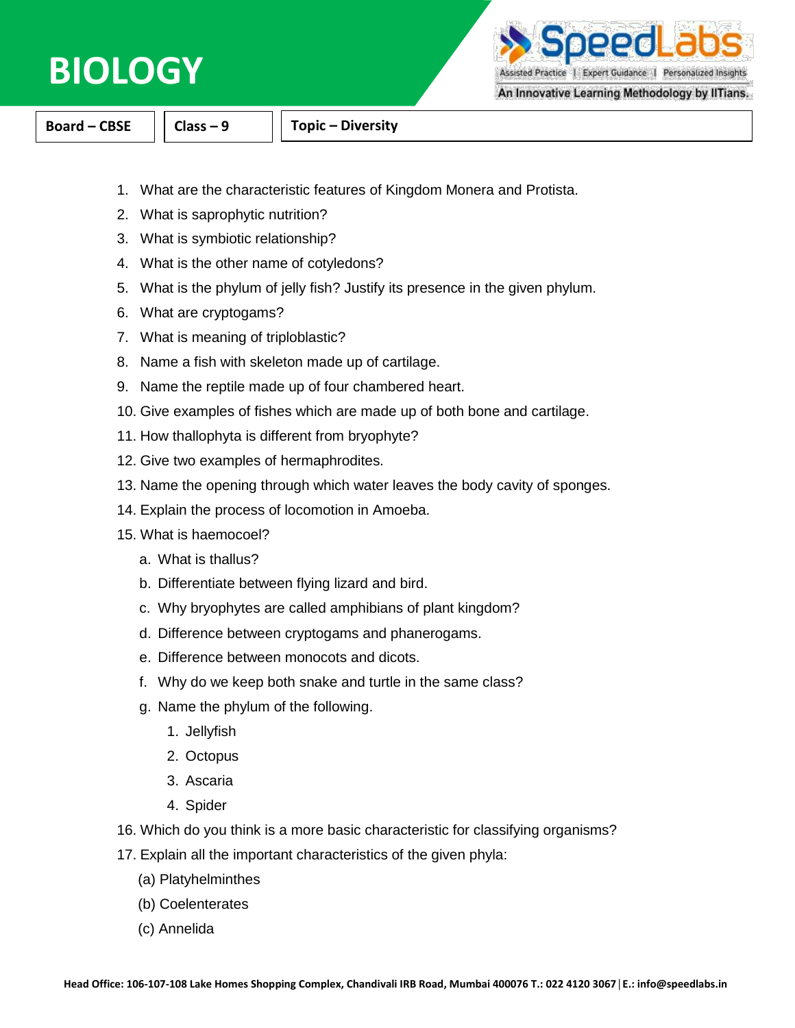# BIOLOGY

SpeedLabs
Assisted Practice | Expert Guidance | Personalized Insights
An Innovative Learning Methodology by IITians.

| Board – CBSE | Class – 9 | Topic – Diversity |
|---|---|---|

1. What are the characteristic features of Kingdom Monera and Protista.
2. What is saprophytic nutrition?
3. What is symbiotic relationship?
4. What is the other name of cotyledons?
5. What is the phylum of jelly fish? Justify its presence in the given phylum.
6. What are cryptogams?
7. What is meaning of triploblastic?
8. Name a fish with skeleton made up of cartilage.
9. Name the reptile made up of four chambered heart.
10. Give examples of fishes which are made up of both bone and cartilage.
11. How thallophyta is different from bryophyte?
12. Give two examples of hermaphrodites.
13. Name the opening through which water leaves the body cavity of sponges.
14. Explain the process of locomotion in Amoeba.
15. What is haemocoel?
    a. What is thallus?
    b. Differentiate between flying lizard and bird.
    c. Why bryophytes are called amphibians of plant kingdom?
    d. Difference between cryptogams and phanerogams.
    e. Difference between monocots and dicots.
    f. Why do we keep both snake and turtle in the same class?
    g. Name the phylum of the following.
        1. Jellyfish
        2. Octopus
        3. Ascaria
        4. Spider
16. Which do you think is a more basic characteristic for classifying organisms?
17. Explain all the important characteristics of the given phyla:
    (a) Platyhelminthes
    (b) Coelenterates
    (c) Annelida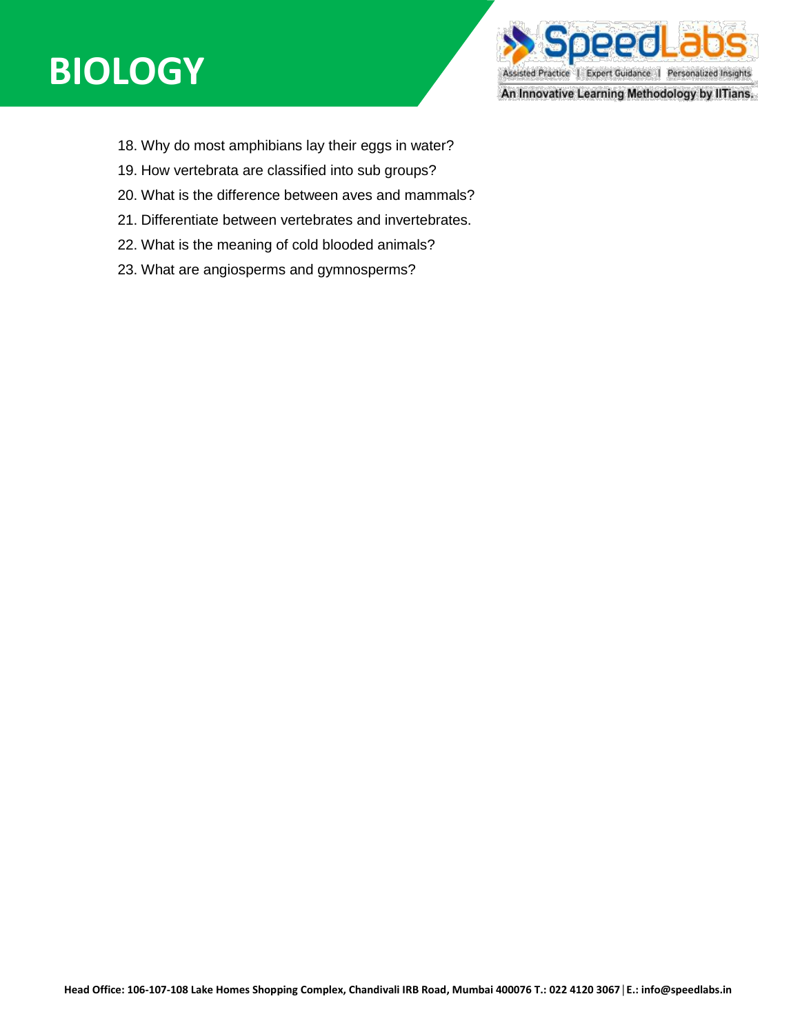18. Why do most amphibians lay their eggs in water?
19. How vertebrata are classified into sub groups?
20. What is the difference between aves and mammals?
21. Differentiate between vertebrates and invertebrates.
22. What is the meaning of cold blooded animals?
23. What are angiosperms and gymnosperms?